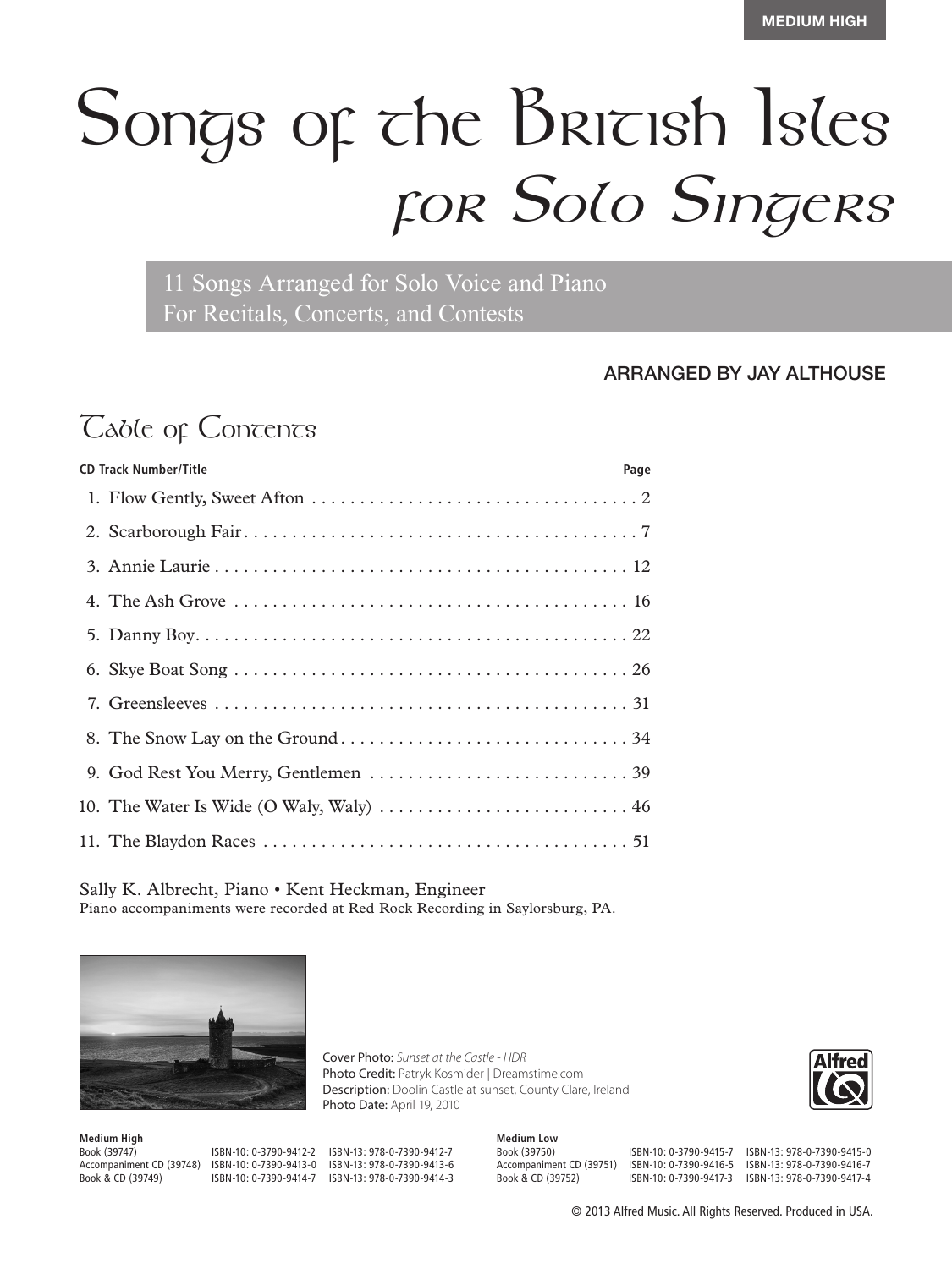MEDIUM HIGH

# Songs of the British Isles

## for Solo Singers

11 Songs Arranged for Solo Voice and Piano
For Recitals, Concerts, and Contests

ARRANGED BY JAY ALTHOUSE

## Table of Contents

| CD Track Number/Title | Page |
| --- | --- |
| 1. Flow Gently, Sweet Afton | 2 |
| 2. Scarborough Fair | 7 |
| 3. Annie Laurie | 12 |
| 4. The Ash Grove | 16 |
| 5. Danny Boy | 22 |
| 6. Skye Boat Song | 26 |
| 7. Greensleeves | 31 |
| 8. The Snow Lay on the Ground | 34 |
| 9. God Rest You Merry, Gentlemen | 39 |
| 10. The Water Is Wide (O Waly, Waly) | 46 |
| 11. The Blaydon Races | 51 |

Sally K. Albrecht, Piano • Kent Heckman, Engineer
Piano accompaniments were recorded at Red Rock Recording in Saylorsburg, PA.

Cover Photo: *Sunset at the Castle - HDR*
Photo Credit: Patryk Kosmider | Dreamstime.com
Description: Doolin Castle at sunset, County Clare, Ireland
Photo Date: April 19, 2010

**Medium High**

| | | |
| --- | --- | --- |
| Book (39747) | ISBN-10: 0-3790-9412-2 | ISBN-13: 978-0-7390-9412-7 |
| Accompaniment CD (39748) | ISBN-10: 0-7390-9413-0 | ISBN-13: 978-0-7390-9413-6 |
| Book & CD (39749) | ISBN-10: 0-7390-9414-7 | ISBN-13: 978-0-7390-9414-3 |

**Medium Low**

| | | |
| --- | --- | --- |
| Book (39750) | ISBN-10: 0-3790-9415-7 | ISBN-13: 978-0-7390-9415-0 |
| Accompaniment CD (39751) | ISBN-10: 0-7390-9416-5 | ISBN-13: 978-0-7390-9416-7 |
| Book & CD (39752) | ISBN-10: 0-7390-9417-3 | ISBN-13: 978-0-7390-9417-4 |

© 2013 Alfred Music. All Rights Reserved. Produced in USA.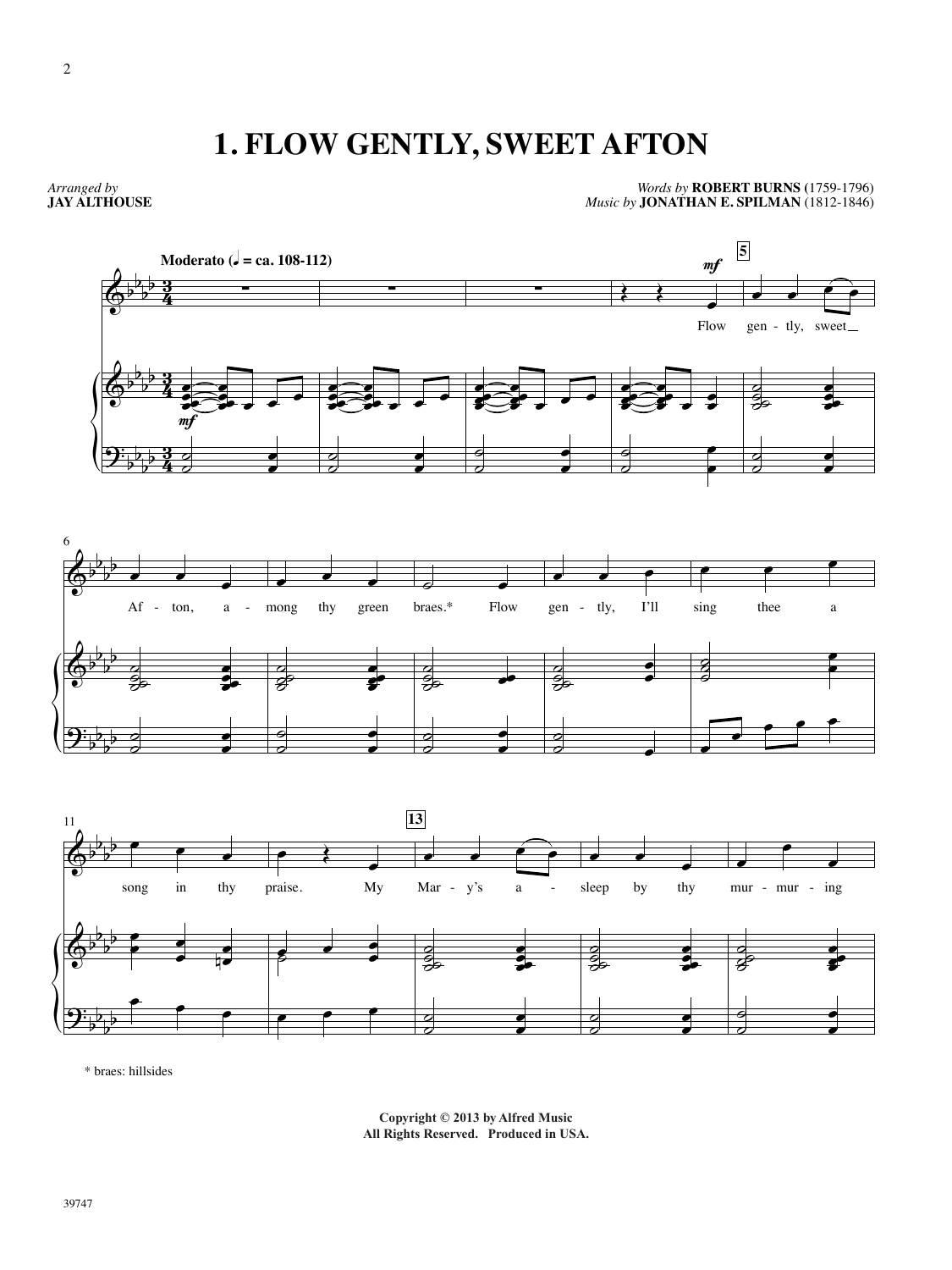# 1. FLOW GENTLY, SWEET AFTON

*Arranged by*
**JAY ALTHOUSE**

*Words by* **ROBERT BURNS** (1759-1796)
*Music by* **JONATHAN E. SPILMAN** (1812-1846)

Moderato (♩ = ca. 108-112)

Flow gently, sweet Afton, among thy green braes.* Flow gently, I'll sing thee a song in thy praise. My Mary's asleep by thy murmuring

\* braes: hillsides

**Copyright © 2013 by Alfred Music**
**All Rights Reserved. Produced in USA.**

39747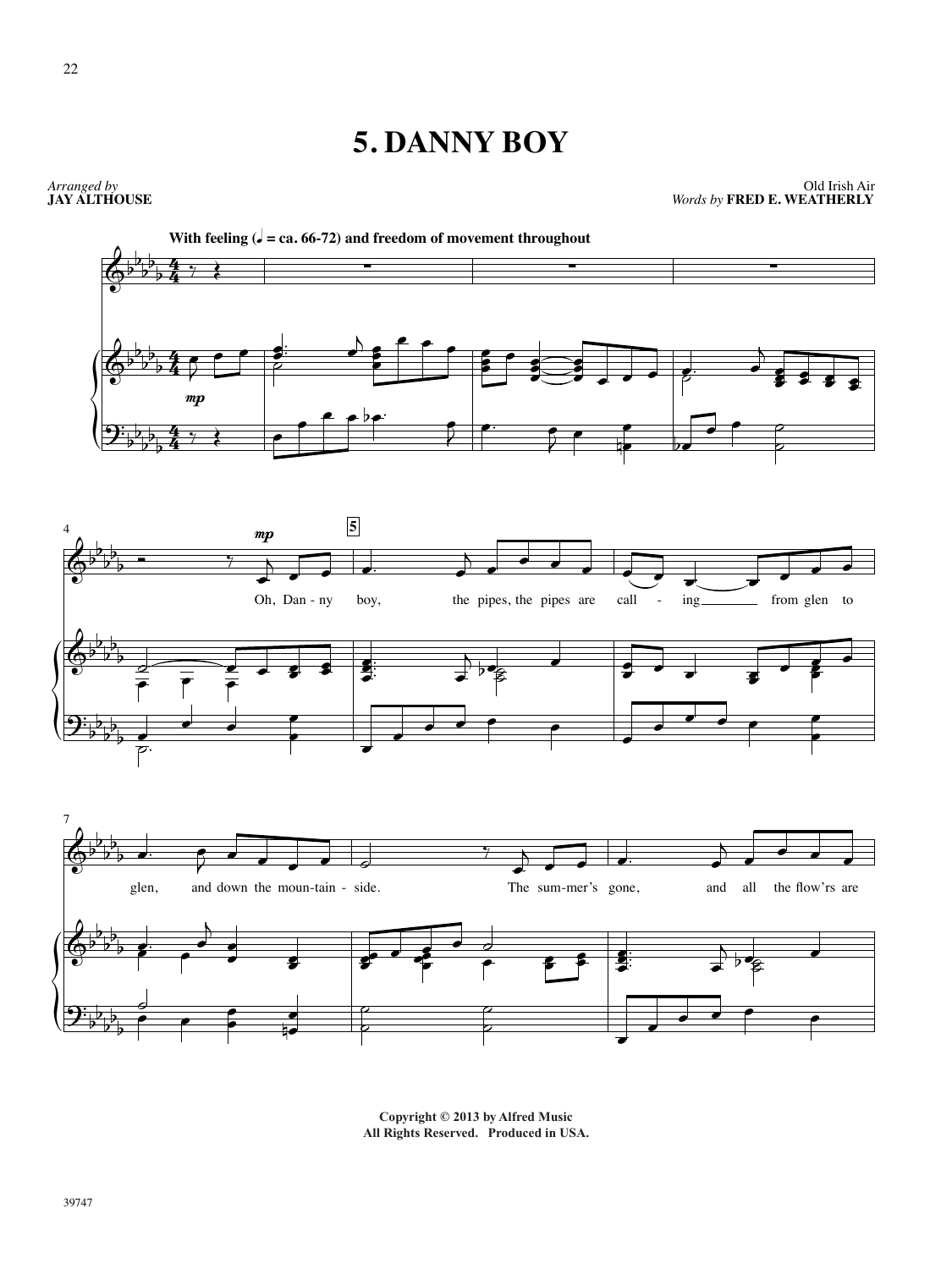# 5. DANNY BOY

*Arranged by*
**JAY ALTHOUSE**

Old Irish Air
*Words by* **FRED E. WEATHERLY**

**With feeling (♩ = ca. 66-72) and freedom of movement throughout**

Oh, Dan - ny boy, the pipes, the pipes are call - ing from glen to glen, and down the moun - tain - side. The sum - mer's gone, and all the flow'rs are

**Copyright © 2013 by Alfred Music**
**All Rights Reserved. Produced in USA.**

39747